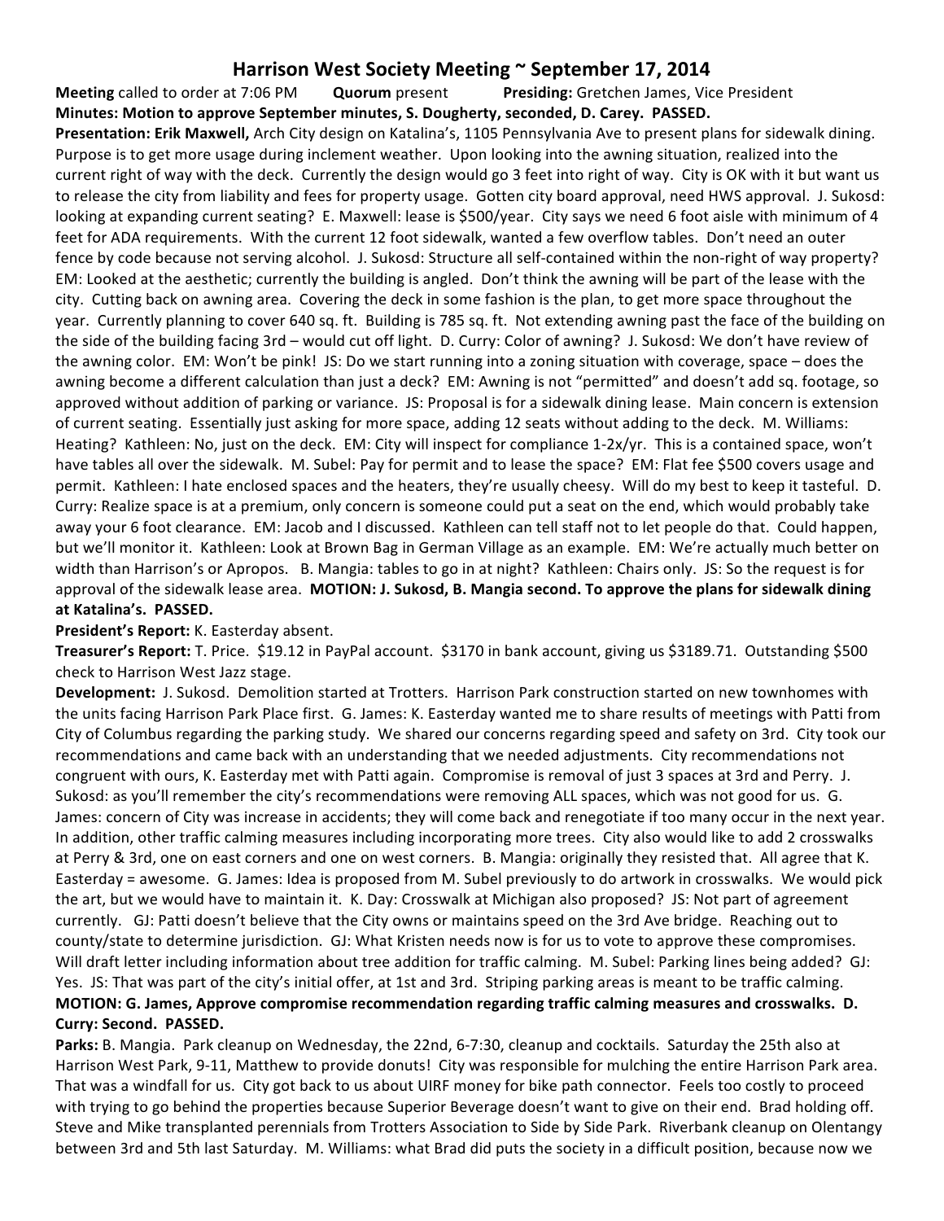# Harrison West Society Meeting ~ September 17, 2014

**Meeting** called to order at 7:06 PM **Quorum** present **Presiding:** Gretchen James, Vice President

**Minutes: Motion to approve September minutes, S. Dougherty, seconded, D. Carey. PASSED.**

**Presentation: Erik Maxwell,** Arch City design on Katalina's, 1105 Pennsylvania Ave to present plans for sidewalk dining. Purpose is to get more usage during inclement weather. Upon looking into the awning situation, realized into the current right of way with the deck. Currently the design would go 3 feet into right of way. City is OK with it but want us to release the city from liability and fees for property usage. Gotten city board approval, need HWS approval. J. Sukosd: looking at expanding current seating? E. Maxwell: lease is $500/year. City says we need 6 foot aisle with minimum of 4 feet for ADA requirements. With the current 12 foot sidewalk, wanted a few overflow tables. Don't need an outer fence by code because not serving alcohol. J. Sukosd: Structure all self-contained within the non-right of way property? EM: Looked at the aesthetic; currently the building is angled. Don't think the awning will be part of the lease with the city. Cutting back on awning area. Covering the deck in some fashion is the plan, to get more space throughout the year. Currently planning to cover 640 sq. ft. Building is 785 sq. ft. Not extending awning past the face of the building on the side of the building facing 3rd – would cut off light. D. Curry: Color of awning? J. Sukosd: We don't have review of the awning color. EM: Won't be pink! JS: Do we start running into a zoning situation with coverage, space – does the awning become a different calculation than just a deck? EM: Awning is not "permitted" and doesn't add sq. footage, so approved without addition of parking or variance. JS: Proposal is for a sidewalk dining lease. Main concern is extension of current seating. Essentially just asking for more space, adding 12 seats without adding to the deck. M. Williams: Heating? Kathleen: No, just on the deck. EM: City will inspect for compliance 1-2x/yr. This is a contained space, won't have tables all over the sidewalk. M. Subel: Pay for permit and to lease the space? EM: Flat fee $500 covers usage and permit. Kathleen: I hate enclosed spaces and the heaters, they're usually cheesy. Will do my best to keep it tasteful. D. Curry: Realize space is at a premium, only concern is someone could put a seat on the end, which would probably take away your 6 foot clearance. EM: Jacob and I discussed. Kathleen can tell staff not to let people do that. Could happen, but we'll monitor it. Kathleen: Look at Brown Bag in German Village as an example. EM: We're actually much better on width than Harrison's or Apropos. B. Mangia: tables to go in at night? Kathleen: Chairs only. JS: So the request is for approval of the sidewalk lease area. **MOTION: J. Sukosd, B. Mangia second. To approve the plans for sidewalk dining at Katalina's. PASSED.**

**President's Report:** K. Easterday absent.

**Treasurer's Report:** T. Price. $19.12 in PayPal account. $3170 in bank account, giving us $3189.71. Outstanding $500 check to Harrison West Jazz stage.

**Development:** J. Sukosd. Demolition started at Trotters. Harrison Park construction started on new townhomes with the units facing Harrison Park Place first. G. James: K. Easterday wanted me to share results of meetings with Patti from City of Columbus regarding the parking study. We shared our concerns regarding speed and safety on 3rd. City took our recommendations and came back with an understanding that we needed adjustments. City recommendations not congruent with ours, K. Easterday met with Patti again. Compromise is removal of just 3 spaces at 3rd and Perry. J. Sukosd: as you'll remember the city's recommendations were removing ALL spaces, which was not good for us. G. James: concern of City was increase in accidents; they will come back and renegotiate if too many occur in the next year. In addition, other traffic calming measures including incorporating more trees. City also would like to add 2 crosswalks at Perry & 3rd, one on east corners and one on west corners. B. Mangia: originally they resisted that. All agree that K. Easterday = awesome. G. James: Idea is proposed from M. Subel previously to do artwork in crosswalks. We would pick the art, but we would have to maintain it. K. Day: Crosswalk at Michigan also proposed? JS: Not part of agreement currently. GJ: Patti doesn't believe that the City owns or maintains speed on the 3rd Ave bridge. Reaching out to county/state to determine jurisdiction. GJ: What Kristen needs now is for us to vote to approve these compromises. Will draft letter including information about tree addition for traffic calming. M. Subel: Parking lines being added? GJ: Yes. JS: That was part of the city's initial offer, at 1st and 3rd. Striping parking areas is meant to be traffic calming. **MOTION: G. James, Approve compromise recommendation regarding traffic calming measures and crosswalks. D. Curry: Second. PASSED.**

**Parks:** B. Mangia. Park cleanup on Wednesday, the 22nd, 6-7:30, cleanup and cocktails. Saturday the 25th also at Harrison West Park, 9-11, Matthew to provide donuts! City was responsible for mulching the entire Harrison Park area. That was a windfall for us. City got back to us about UIRF money for bike path connector. Feels too costly to proceed with trying to go behind the properties because Superior Beverage doesn't want to give on their end. Brad holding off. Steve and Mike transplanted perennials from Trotters Association to Side by Side Park. Riverbank cleanup on Olentangy between 3rd and 5th last Saturday. M. Williams: what Brad did puts the society in a difficult position, because now we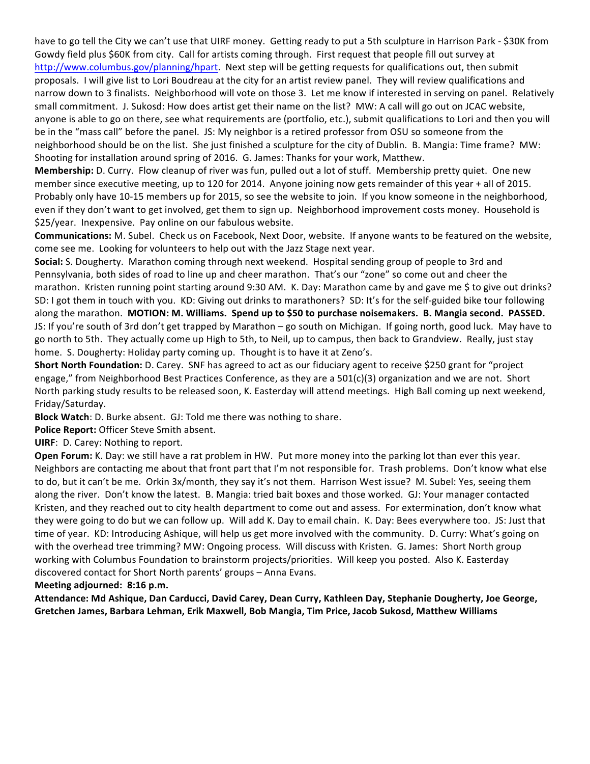have to go tell the City we can't use that UIRF money. Getting ready to put a 5th sculpture in Harrison Park - $30K from Gowdy field plus $60K from city. Call for artists coming through. First request that people fill out survey at http://www.columbus.gov/planning/hpart. Next step will be getting requests for qualifications out, then submit proposals. I will give list to Lori Boudreau at the city for an artist review panel. They will review qualifications and narrow down to 3 finalists. Neighborhood will vote on those 3. Let me know if interested in serving on panel. Relatively small commitment. J. Sukosd: How does artist get their name on the list? MW: A call will go out on JCAC website, anyone is able to go on there, see what requirements are (portfolio, etc.), submit qualifications to Lori and then you will be in the "mass call" before the panel. JS: My neighbor is a retired professor from OSU so someone from the neighborhood should be on the list. She just finished a sculpture for the city of Dublin. B. Mangia: Time frame? MW: Shooting for installation around spring of 2016. G. James: Thanks for your work, Matthew.

**Membership:** D. Curry. Flow cleanup of river was fun, pulled out a lot of stuff. Membership pretty quiet. One new member since executive meeting, up to 120 for 2014. Anyone joining now gets remainder of this year + all of 2015. Probably only have 10-15 members up for 2015, so see the website to join. If you know someone in the neighborhood, even if they don't want to get involved, get them to sign up. Neighborhood improvement costs money. Household is $25/year. Inexpensive. Pay online on our fabulous website.

**Communications:** M. Subel. Check us on Facebook, Next Door, website. If anyone wants to be featured on the website, come see me. Looking for volunteers to help out with the Jazz Stage next year.

**Social:** S. Dougherty. Marathon coming through next weekend. Hospital sending group of people to 3rd and Pennsylvania, both sides of road to line up and cheer marathon. That's our "zone" so come out and cheer the marathon. Kristen running point starting around 9:30 AM. K. Day: Marathon came by and gave me $ to give out drinks? SD: I got them in touch with you. KD: Giving out drinks to marathoners? SD: It's for the self-guided bike tour following along the marathon. **MOTION: M. Williams. Spend up to $50 to purchase noisemakers. B. Mangia second. PASSED.** JS: If you're south of 3rd don't get trapped by Marathon – go south on Michigan. If going north, good luck. May have to go north to 5th. They actually come up High to 5th, to Neil, up to campus, then back to Grandview. Really, just stay home. S. Dougherty: Holiday party coming up. Thought is to have it at Zeno's.

**Short North Foundation:** D. Carey. SNF has agreed to act as our fiduciary agent to receive $250 grant for "project engage," from Neighborhood Best Practices Conference, as they are a 501(c)(3) organization and we are not. Short North parking study results to be released soon, K. Easterday will attend meetings. High Ball coming up next weekend, Friday/Saturday.

**Block Watch**: D. Burke absent. GJ: Told me there was nothing to share.

**Police Report:** Officer Steve Smith absent.

**UIRF**: D. Carey: Nothing to report.

**Open Forum:** K. Day: we still have a rat problem in HW. Put more money into the parking lot than ever this year. Neighbors are contacting me about that front part that I'm not responsible for. Trash problems. Don't know what else to do, but it can't be me. Orkin 3x/month, they say it's not them. Harrison West issue? M. Subel: Yes, seeing them along the river. Don't know the latest. B. Mangia: tried bait boxes and those worked. GJ: Your manager contacted Kristen, and they reached out to city health department to come out and assess. For extermination, don't know what they were going to do but we can follow up. Will add K. Day to email chain. K. Day: Bees everywhere too. JS: Just that time of year. KD: Introducing Ashique, will help us get more involved with the community. D. Curry: What's going on with the overhead tree trimming? MW: Ongoing process. Will discuss with Kristen. G. James: Short North group working with Columbus Foundation to brainstorm projects/priorities. Will keep you posted. Also K. Easterday discovered contact for Short North parents' groups – Anna Evans.

**Meeting adjourned: 8:16 p.m.**

**Attendance: Md Ashique, Dan Carducci, David Carey, Dean Curry, Kathleen Day, Stephanie Dougherty, Joe George, Gretchen James, Barbara Lehman, Erik Maxwell, Bob Mangia, Tim Price, Jacob Sukosd, Matthew Williams**